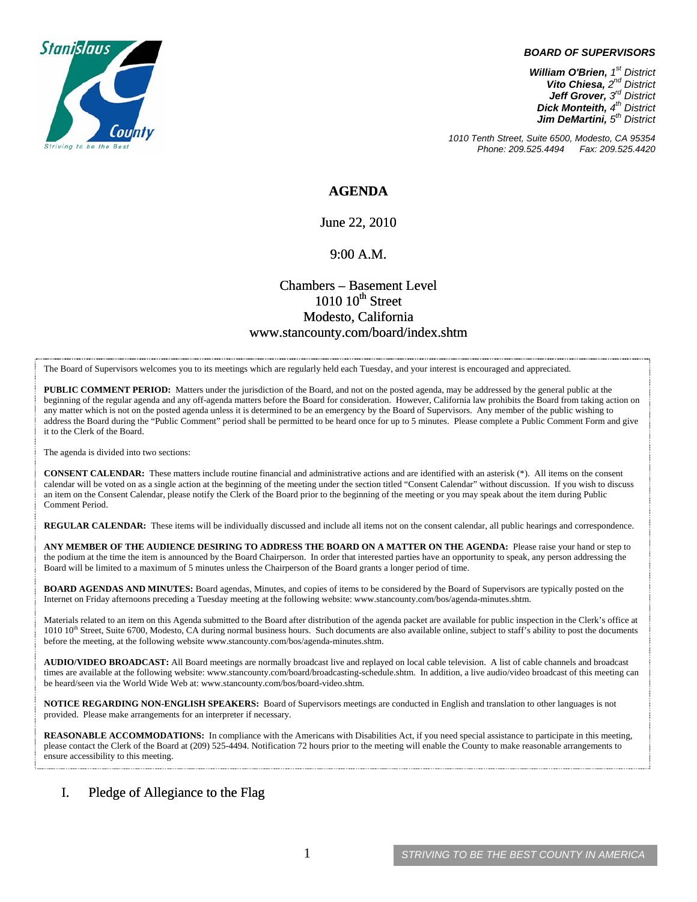**BOARD OF SUPERVISORS**

***William O'Brien,*** *1st District*
***Vito Chiesa,*** *2nd District*
***Jeff Grover,*** *3rd District*
***Dick Monteith,*** *4th District*
***Jim DeMartini,*** *5th District*

*1010 Tenth Street, Suite 6500, Modesto, CA 95354*
*Phone: 209.525.4494 Fax: 209.525.4420*

# AGENDA

June 22, 2010

9:00 A.M.

Chambers – Basement Level
1010 10th Street
Modesto, California
www.stancounty.com/board/index.shtm

The Board of Supervisors welcomes you to its meetings which are regularly held each Tuesday, and your interest is encouraged and appreciated.

**PUBLIC COMMENT PERIOD:** Matters under the jurisdiction of the Board, and not on the posted agenda, may be addressed by the general public at the beginning of the regular agenda and any off-agenda matters before the Board for consideration. However, California law prohibits the Board from taking action on any matter which is not on the posted agenda unless it is determined to be an emergency by the Board of Supervisors. Any member of the public wishing to address the Board during the "Public Comment" period shall be permitted to be heard once for up to 5 minutes. Please complete a Public Comment Form and give it to the Clerk of the Board.

The agenda is divided into two sections:

**CONSENT CALENDAR:** These matters include routine financial and administrative actions and are identified with an asterisk (*). All items on the consent calendar will be voted on as a single action at the beginning of the meeting under the section titled "Consent Calendar" without discussion. If you wish to discuss an item on the Consent Calendar, please notify the Clerk of the Board prior to the beginning of the meeting or you may speak about the item during Public Comment Period.

**REGULAR CALENDAR:** These items will be individually discussed and include all items not on the consent calendar, all public hearings and correspondence.

**ANY MEMBER OF THE AUDIENCE DESIRING TO ADDRESS THE BOARD ON A MATTER ON THE AGENDA:** Please raise your hand or step to the podium at the time the item is announced by the Board Chairperson. In order that interested parties have an opportunity to speak, any person addressing the Board will be limited to a maximum of 5 minutes unless the Chairperson of the Board grants a longer period of time.

**BOARD AGENDAS AND MINUTES:** Board agendas, Minutes, and copies of items to be considered by the Board of Supervisors are typically posted on the Internet on Friday afternoons preceding a Tuesday meeting at the following website: www.stancounty.com/bos/agenda-minutes.shtm.

Materials related to an item on this Agenda submitted to the Board after distribution of the agenda packet are available for public inspection in the Clerk's office at 1010 10th Street, Suite 6700, Modesto, CA during normal business hours. Such documents are also available online, subject to staff's ability to post the documents before the meeting, at the following website www.stancounty.com/bos/agenda-minutes.shtm.

**AUDIO/VIDEO BROADCAST:** All Board meetings are normally broadcast live and replayed on local cable television. A list of cable channels and broadcast times are available at the following website: www.stancounty.com/board/broadcasting-schedule.shtm. In addition, a live audio/video broadcast of this meeting can be heard/seen via the World Wide Web at: www.stancounty.com/bos/board-video.shtm.

**NOTICE REGARDING NON-ENGLISH SPEAKERS:** Board of Supervisors meetings are conducted in English and translation to other languages is not provided. Please make arrangements for an interpreter if necessary.

**REASONABLE ACCOMMODATIONS:** In compliance with the Americans with Disabilities Act, if you need special assistance to participate in this meeting, please contact the Clerk of the Board at (209) 525-4494. Notification 72 hours prior to the meeting will enable the County to make reasonable arrangements to ensure accessibility to this meeting.

## I. Pledge of Allegiance to the Flag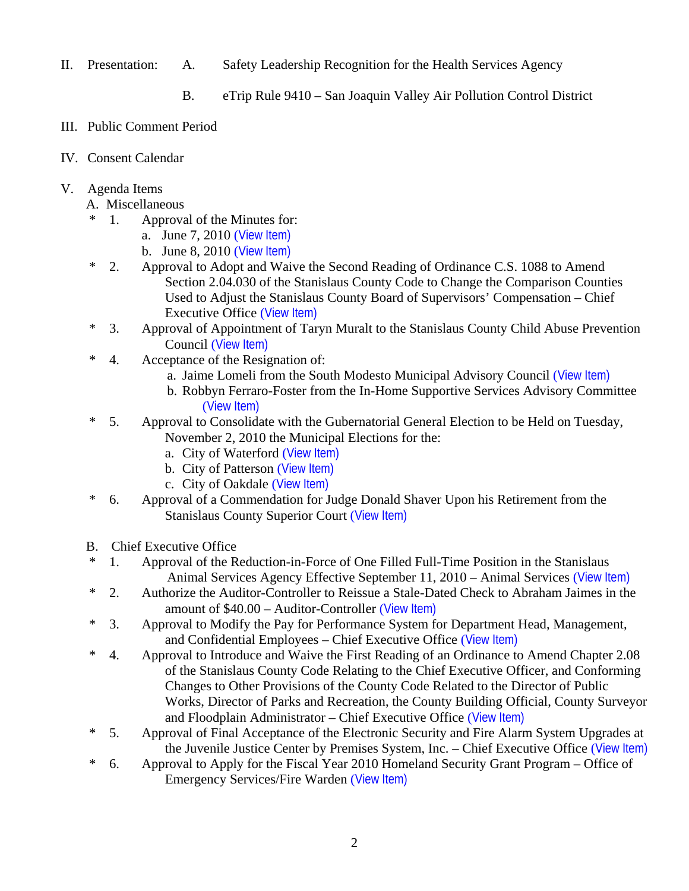II. Presentation: A. Safety Leadership Recognition for the Health Services Agency

B. eTrip Rule 9410 – San Joaquin Valley Air Pollution Control District

III. Public Comment Period

IV. Consent Calendar

V. Agenda Items

A. Miscellaneous

* 1. Approval of the Minutes for:
  - a. June 7, 2010 (View Item)
  - b. June 8, 2010 (View Item)
* 2. Approval to Adopt and Waive the Second Reading of Ordinance C.S. 1088 to Amend Section 2.04.030 of the Stanislaus County Code to Change the Comparison Counties Used to Adjust the Stanislaus County Board of Supervisors' Compensation – Chief Executive Office (View Item)
* 3. Approval of Appointment of Taryn Muralt to the Stanislaus County Child Abuse Prevention Council (View Item)
* 4. Acceptance of the Resignation of:
  - a. Jaime Lomeli from the South Modesto Municipal Advisory Council (View Item)
  - b. Robbyn Ferraro-Foster from the In-Home Supportive Services Advisory Committee (View Item)
* 5. Approval to Consolidate with the Gubernatorial General Election to be Held on Tuesday, November 2, 2010 the Municipal Elections for the:
  - a. City of Waterford (View Item)
  - b. City of Patterson (View Item)
  - c. City of Oakdale (View Item)
* 6. Approval of a Commendation for Judge Donald Shaver Upon his Retirement from the Stanislaus County Superior Court (View Item)

B. Chief Executive Office

* 1. Approval of the Reduction-in-Force of One Filled Full-Time Position in the Stanislaus Animal Services Agency Effective September 11, 2010 – Animal Services (View Item)
* 2. Authorize the Auditor-Controller to Reissue a Stale-Dated Check to Abraham Jaimes in the amount of $40.00 – Auditor-Controller (View Item)
* 3. Approval to Modify the Pay for Performance System for Department Head, Management, and Confidential Employees – Chief Executive Office (View Item)
* 4. Approval to Introduce and Waive the First Reading of an Ordinance to Amend Chapter 2.08 of the Stanislaus County Code Relating to the Chief Executive Officer, and Conforming Changes to Other Provisions of the County Code Related to the Director of Public Works, Director of Parks and Recreation, the County Building Official, County Surveyor and Floodplain Administrator – Chief Executive Office (View Item)
* 5. Approval of Final Acceptance of the Electronic Security and Fire Alarm System Upgrades at the Juvenile Justice Center by Premises System, Inc. – Chief Executive Office (View Item)
* 6. Approval to Apply for the Fiscal Year 2010 Homeland Security Grant Program – Office of Emergency Services/Fire Warden (View Item)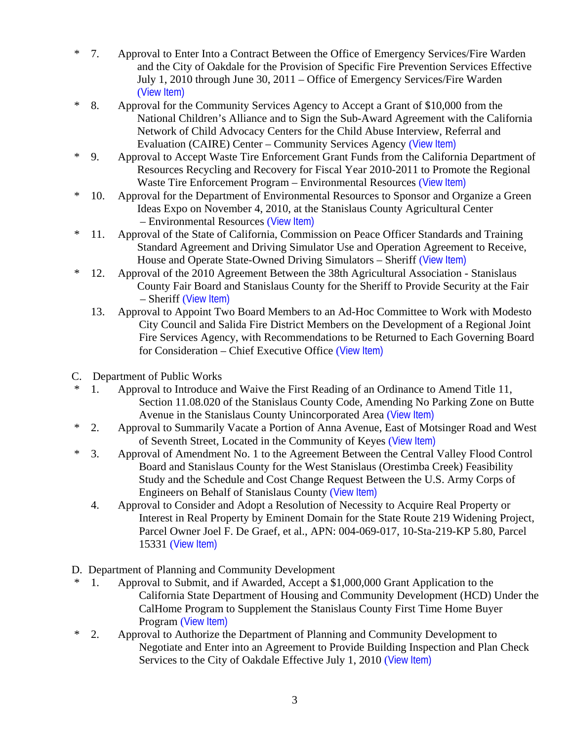\* 7. Approval to Enter Into a Contract Between the Office of Emergency Services/Fire Warden and the City of Oakdale for the Provision of Specific Fire Prevention Services Effective July 1, 2010 through June 30, 2011 – Office of Emergency Services/Fire Warden (View Item)

\* 8. Approval for the Community Services Agency to Accept a Grant of $10,000 from the National Children's Alliance and to Sign the Sub-Award Agreement with the California Network of Child Advocacy Centers for the Child Abuse Interview, Referral and Evaluation (CAIRE) Center – Community Services Agency (View Item)

\* 9. Approval to Accept Waste Tire Enforcement Grant Funds from the California Department of Resources Recycling and Recovery for Fiscal Year 2010-2011 to Promote the Regional Waste Tire Enforcement Program – Environmental Resources (View Item)

\* 10. Approval for the Department of Environmental Resources to Sponsor and Organize a Green Ideas Expo on November 4, 2010, at the Stanislaus County Agricultural Center – Environmental Resources (View Item)

\* 11. Approval of the State of California, Commission on Peace Officer Standards and Training Standard Agreement and Driving Simulator Use and Operation Agreement to Receive, House and Operate State-Owned Driving Simulators – Sheriff (View Item)

\* 12. Approval of the 2010 Agreement Between the 38th Agricultural Association - Stanislaus County Fair Board and Stanislaus County for the Sheriff to Provide Security at the Fair – Sheriff (View Item)

13. Approval to Appoint Two Board Members to an Ad-Hoc Committee to Work with Modesto City Council and Salida Fire District Members on the Development of a Regional Joint Fire Services Agency, with Recommendations to be Returned to Each Governing Board for Consideration – Chief Executive Office (View Item)

C. Department of Public Works

\* 1. Approval to Introduce and Waive the First Reading of an Ordinance to Amend Title 11, Section 11.08.020 of the Stanislaus County Code, Amending No Parking Zone on Butte Avenue in the Stanislaus County Unincorporated Area (View Item)

\* 2. Approval to Summarily Vacate a Portion of Anna Avenue, East of Motsinger Road and West of Seventh Street, Located in the Community of Keyes (View Item)

\* 3. Approval of Amendment No. 1 to the Agreement Between the Central Valley Flood Control Board and Stanislaus County for the West Stanislaus (Orestimba Creek) Feasibility Study and the Schedule and Cost Change Request Between the U.S. Army Corps of Engineers on Behalf of Stanislaus County (View Item)

4. Approval to Consider and Adopt a Resolution of Necessity to Acquire Real Property or Interest in Real Property by Eminent Domain for the State Route 219 Widening Project, Parcel Owner Joel F. De Graef, et al., APN: 004-069-017, 10-Sta-219-KP 5.80, Parcel 15331 (View Item)

D. Department of Planning and Community Development

\* 1. Approval to Submit, and if Awarded, Accept a $1,000,000 Grant Application to the California State Department of Housing and Community Development (HCD) Under the CalHome Program to Supplement the Stanislaus County First Time Home Buyer Program (View Item)

\* 2. Approval to Authorize the Department of Planning and Community Development to Negotiate and Enter into an Agreement to Provide Building Inspection and Plan Check Services to the City of Oakdale Effective July 1, 2010 (View Item)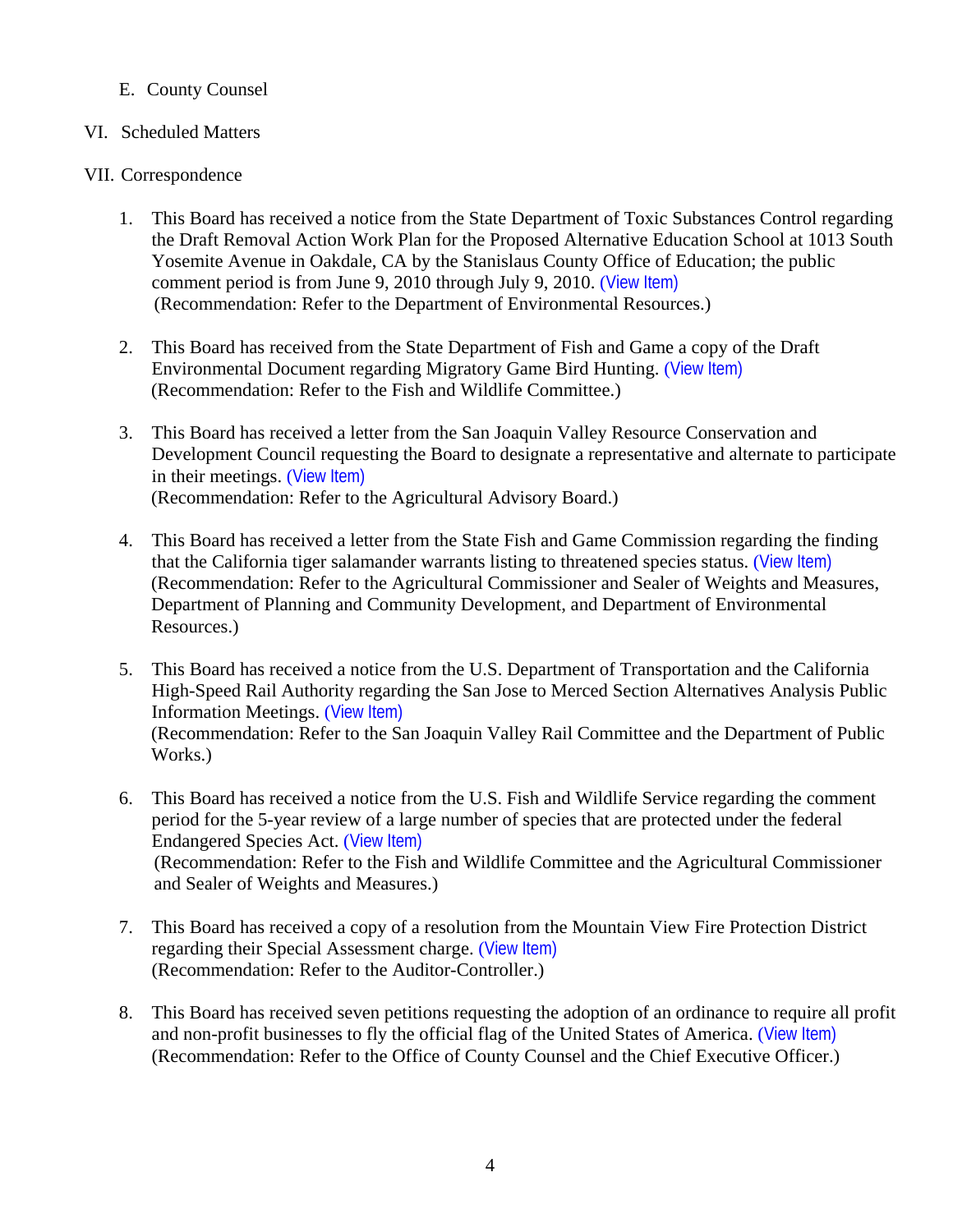E. County Counsel

VI. Scheduled Matters

VII. Correspondence

1. This Board has received a notice from the State Department of Toxic Substances Control regarding the Draft Removal Action Work Plan for the Proposed Alternative Education School at 1013 South Yosemite Avenue in Oakdale, CA by the Stanislaus County Office of Education; the public comment period is from June 9, 2010 through July 9, 2010. (View Item)
   (Recommendation: Refer to the Department of Environmental Resources.)

2. This Board has received from the State Department of Fish and Game a copy of the Draft Environmental Document regarding Migratory Game Bird Hunting. (View Item)
   (Recommendation: Refer to the Fish and Wildlife Committee.)

3. This Board has received a letter from the San Joaquin Valley Resource Conservation and Development Council requesting the Board to designate a representative and alternate to participate in their meetings. (View Item)
   (Recommendation: Refer to the Agricultural Advisory Board.)

4. This Board has received a letter from the State Fish and Game Commission regarding the finding that the California tiger salamander warrants listing to threatened species status. (View Item)
   (Recommendation: Refer to the Agricultural Commissioner and Sealer of Weights and Measures, Department of Planning and Community Development, and Department of Environmental Resources.)

5. This Board has received a notice from the U.S. Department of Transportation and the California High-Speed Rail Authority regarding the San Jose to Merced Section Alternatives Analysis Public Information Meetings. (View Item)
   (Recommendation: Refer to the San Joaquin Valley Rail Committee and the Department of Public Works.)

6. This Board has received a notice from the U.S. Fish and Wildlife Service regarding the comment period for the 5-year review of a large number of species that are protected under the federal Endangered Species Act. (View Item)
   (Recommendation: Refer to the Fish and Wildlife Committee and the Agricultural Commissioner and Sealer of Weights and Measures.)

7. This Board has received a copy of a resolution from the Mountain View Fire Protection District regarding their Special Assessment charge. (View Item)
   (Recommendation: Refer to the Auditor-Controller.)

8. This Board has received seven petitions requesting the adoption of an ordinance to require all profit and non-profit businesses to fly the official flag of the United States of America. (View Item)
   (Recommendation: Refer to the Office of County Counsel and the Chief Executive Officer.)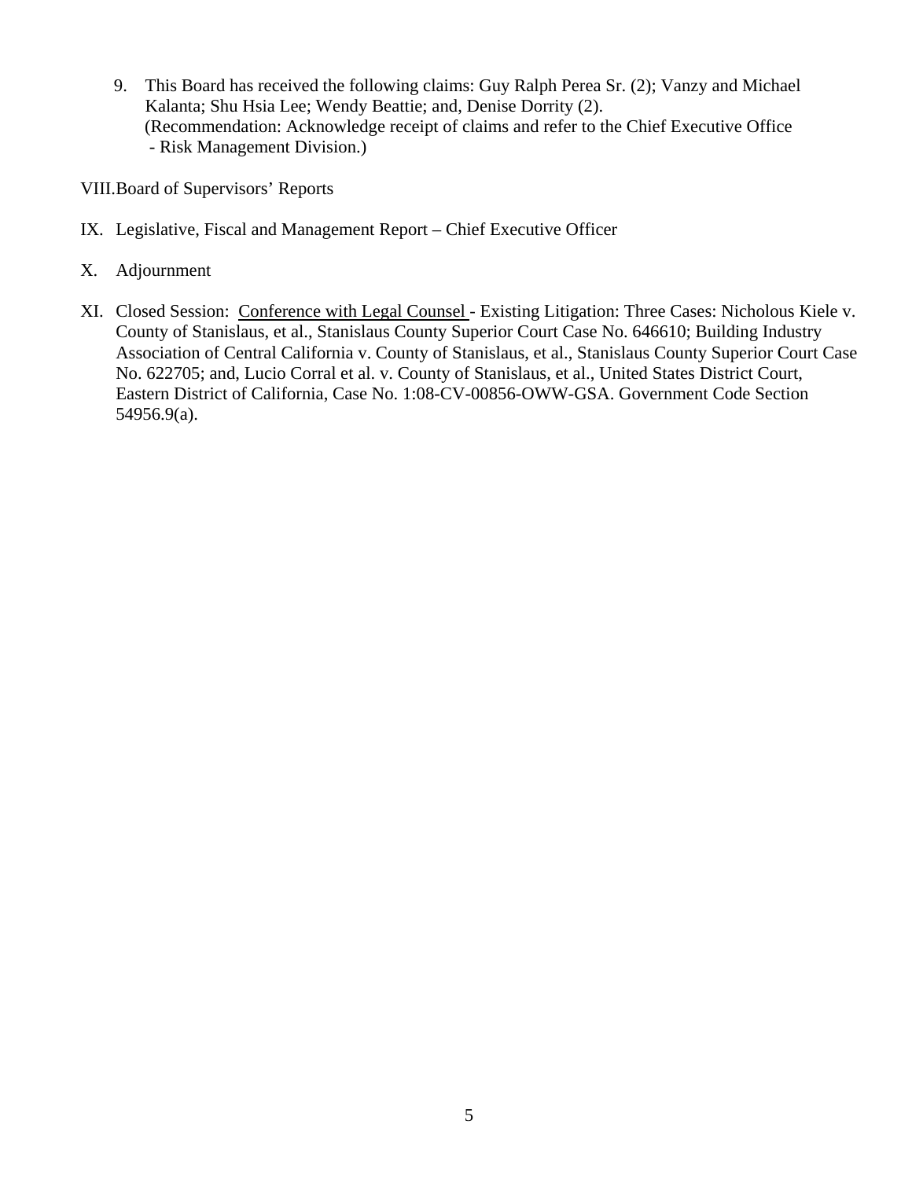9. This Board has received the following claims: Guy Ralph Perea Sr. (2); Vanzy and Michael Kalanta; Shu Hsia Lee; Wendy Beattie; and, Denise Dorrity (2). (Recommendation: Acknowledge receipt of claims and refer to the Chief Executive Office - Risk Management Division.)

VIII. Board of Supervisors' Reports

IX. Legislative, Fiscal and Management Report – Chief Executive Officer

X. Adjournment

XI. Closed Session: Conference with Legal Counsel - Existing Litigation: Three Cases: Nicholous Kiele v. County of Stanislaus, et al., Stanislaus County Superior Court Case No. 646610; Building Industry Association of Central California v. County of Stanislaus, et al., Stanislaus County Superior Court Case No. 622705; and, Lucio Corral et al. v. County of Stanislaus, et al., United States District Court, Eastern District of California, Case No. 1:08-CV-00856-OWW-GSA. Government Code Section 54956.9(a).